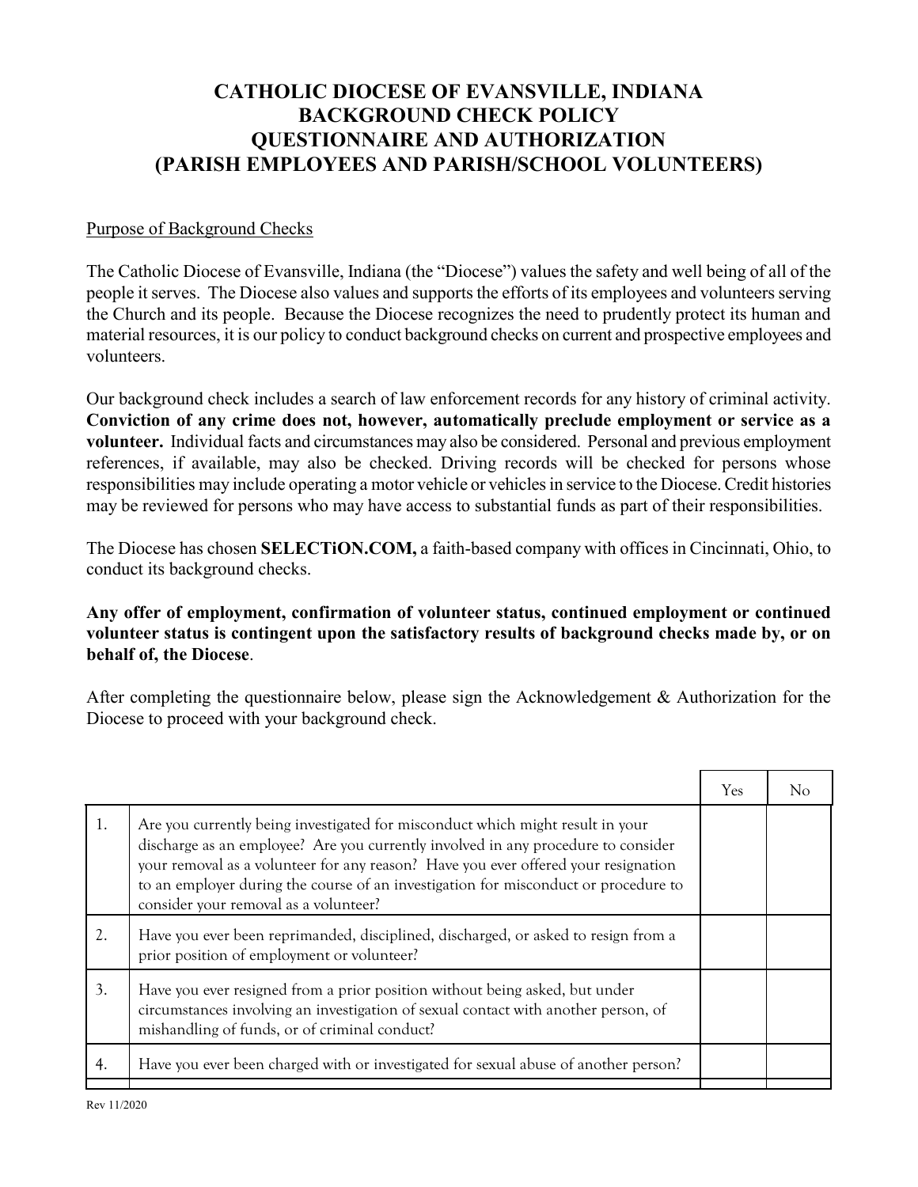# CATHOLIC DIOCESE OF EVANSVILLE, INDIANA
# BACKGROUND CHECK POLICY
# QUESTIONNAIRE AND AUTHORIZATION
# (PARISH EMPLOYEES AND PARISH/SCHOOL VOLUNTEERS)

<u>Purpose of Background Checks</u>

The Catholic Diocese of Evansville, Indiana (the "Diocese") values the safety and well being of all of the people it serves. The Diocese also values and supports the efforts of its employees and volunteers serving the Church and its people. Because the Diocese recognizes the need to prudently protect its human and material resources, it is our policy to conduct background checks on current and prospective employees and volunteers.

Our background check includes a search of law enforcement records for any history of criminal activity. **Conviction of any crime does not, however, automatically preclude employment or service as a volunteer.** Individual facts and circumstances may also be considered. Personal and previous employment references, if available, may also be checked. Driving records will be checked for persons whose responsibilities may include operating a motor vehicle or vehicles in service to the Diocese. Credit histories may be reviewed for persons who may have access to substantial funds as part of their responsibilities.

The Diocese has chosen **SELECTiON.COM,** a faith-based company with offices in Cincinnati, Ohio, to conduct its background checks.

**Any offer of employment, confirmation of volunteer status, continued employment or continued volunteer status is contingent upon the satisfactory results of background checks made by, or on behalf of, the Diocese**.

After completing the questionnaire below, please sign the Acknowledgement & Authorization for the Diocese to proceed with your background check.

| | | Yes | No |
|---|---|---|---|
| 1. | Are you currently being investigated for misconduct which might result in your discharge as an employee? Are you currently involved in any procedure to consider your removal as a volunteer for any reason? Have you ever offered your resignation to an employer during the course of an investigation for misconduct or procedure to consider your removal as a volunteer? | | |
| 2. | Have you ever been reprimanded, disciplined, discharged, or asked to resign from a prior position of employment or volunteer? | | |
| 3. | Have you ever resigned from a prior position without being asked, but under circumstances involving an investigation of sexual contact with another person, of mishandling of funds, or of criminal conduct? | | |
| 4. | Have you ever been charged with or investigated for sexual abuse of another person? | | |

Rev 11/2020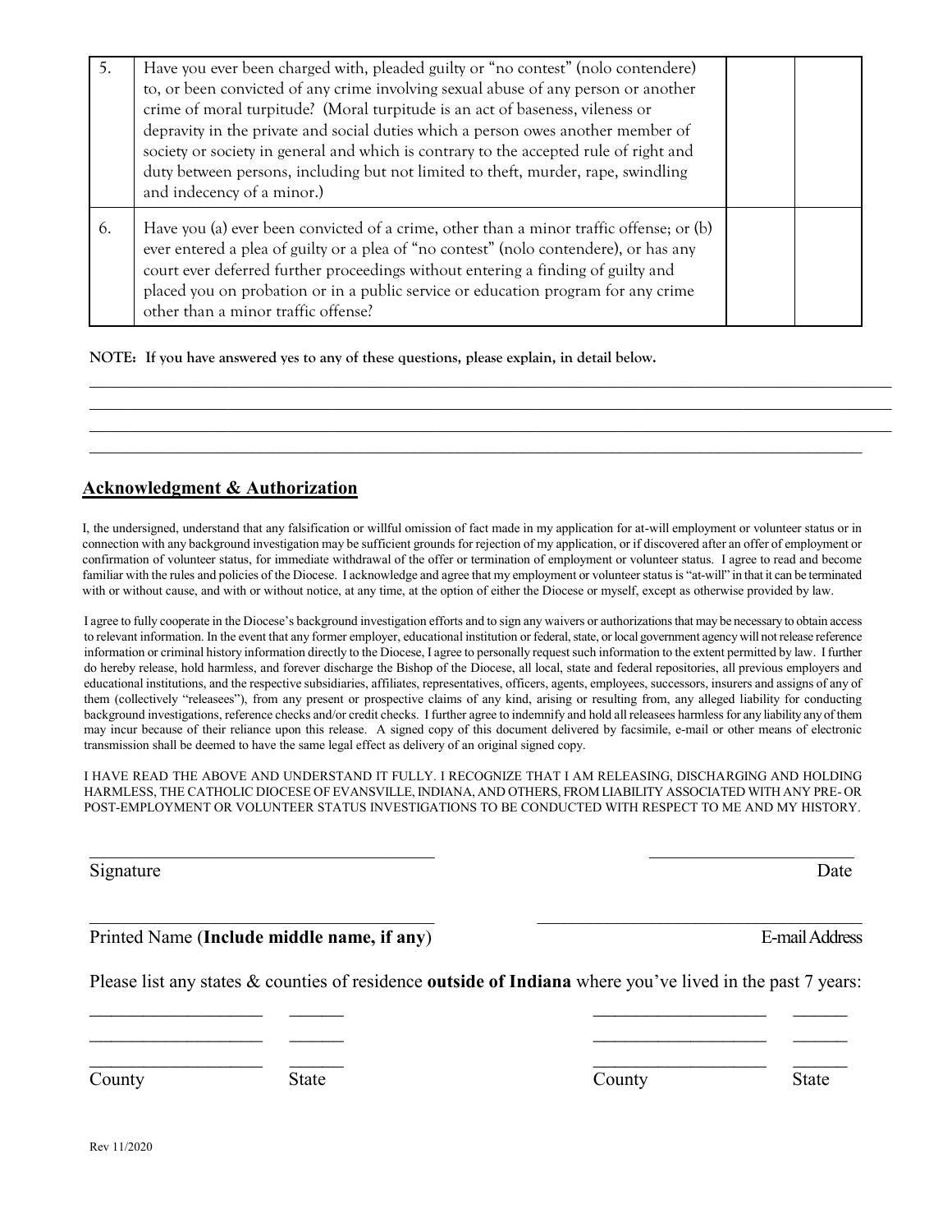| | | | |
|---|---|---|---|
| 5. | Have you ever been charged with, pleaded guilty or "no contest" (nolo contendere) to, or been convicted of any crime involving sexual abuse of any person or another crime of moral turpitude? (Moral turpitude is an act of baseness, vileness or depravity in the private and social duties which a person owes another member of society or society in general and which is contrary to the accepted rule of right and duty between persons, including but not limited to theft, murder, rape, swindling and indecency of a minor.) | | |
| 6. | Have you (a) ever been convicted of a crime, other than a minor traffic offense; or (b) ever entered a plea of guilty or a plea of "no contest" (nolo contendere), or has any court ever deferred further proceedings without entering a finding of guilty and placed you on probation or in a public service or education program for any crime other than a minor traffic offense? | | |

**NOTE: If you have answered yes to any of these questions, please explain, in detail below.**

\_\_\_\_\_\_\_\_\_\_\_\_\_\_\_\_\_\_\_\_\_\_\_\_\_\_\_\_\_\_\_\_\_\_\_\_\_\_\_\_\_\_\_\_\_\_\_\_\_\_\_\_\_\_\_\_\_\_\_\_\_\_\_\_\_\_\_\_\_\_\_\_\_\_\_\_\_\_

\_\_\_\_\_\_\_\_\_\_\_\_\_\_\_\_\_\_\_\_\_\_\_\_\_\_\_\_\_\_\_\_\_\_\_\_\_\_\_\_\_\_\_\_\_\_\_\_\_\_\_\_\_\_\_\_\_\_\_\_\_\_\_\_\_\_\_\_\_\_\_\_\_\_\_\_\_\_

\_\_\_\_\_\_\_\_\_\_\_\_\_\_\_\_\_\_\_\_\_\_\_\_\_\_\_\_\_\_\_\_\_\_\_\_\_\_\_\_\_\_\_\_\_\_\_\_\_\_\_\_\_\_\_\_\_\_\_\_\_\_\_\_\_\_\_\_\_\_\_\_\_\_\_\_\_\_

\_\_\_\_\_\_\_\_\_\_\_\_\_\_\_\_\_\_\_\_\_\_\_\_\_\_\_\_\_\_\_\_\_\_\_\_\_\_\_\_\_\_\_\_\_\_\_\_\_\_\_\_\_\_\_\_\_\_\_\_\_\_\_\_\_\_\_\_\_\_\_\_\_\_\_\_\_\_

## Acknowledgment & Authorization

I, the undersigned, understand that any falsification or willful omission of fact made in my application for at-will employment or volunteer status or in connection with any background investigation may be sufficient grounds for rejection of my application, or if discovered after an offer of employment or confirmation of volunteer status, for immediate withdrawal of the offer or termination of employment or volunteer status. I agree to read and become familiar with the rules and policies of the Diocese. I acknowledge and agree that my employment or volunteer status is "at-will" in that it can be terminated with or without cause, and with or without notice, at any time, at the option of either the Diocese or myself, except as otherwise provided by law.

I agree to fully cooperate in the Diocese's background investigation efforts and to sign any waivers or authorizations that may be necessary to obtain access to relevant information. In the event that any former employer, educational institution or federal, state, or local government agency will not release reference information or criminal history information directly to the Diocese, I agree to personally request such information to the extent permitted by law. I further do hereby release, hold harmless, and forever discharge the Bishop of the Diocese, all local, state and federal repositories, all previous employers and educational institutions, and the respective subsidiaries, affiliates, representatives, officers, agents, employees, successors, insurers and assigns of any of them (collectively "releasees"), from any present or prospective claims of any kind, arising or resulting from, any alleged liability for conducting background investigations, reference checks and/or credit checks. I further agree to indemnify and hold all releasees harmless for any liability any of them may incur because of their reliance upon this release. A signed copy of this document delivered by facsimile, e-mail or other means of electronic transmission shall be deemed to have the same legal effect as delivery of an original signed copy.

I HAVE READ THE ABOVE AND UNDERSTAND IT FULLY. I RECOGNIZE THAT I AM RELEASING, DISCHARGING AND HOLDING HARMLESS, THE CATHOLIC DIOCESE OF EVANSVILLE, INDIANA, AND OTHERS, FROM LIABILITY ASSOCIATED WITH ANY PRE- OR POST-EMPLOYMENT OR VOLUNTEER STATUS INVESTIGATIONS TO BE CONDUCTED WITH RESPECT TO ME AND MY HISTORY.

\_\_\_\_\_\_\_\_\_\_\_\_\_\_\_\_\_\_\_\_\_\_\_\_\_\_\_\_\_\_\_\_\_\_\_\_\_\_\_\_ \_\_\_\_\_\_\_\_\_\_\_\_\_\_\_\_\_\_\_\_\_\_\_\_

Signature Date

\_\_\_\_\_\_\_\_\_\_\_\_\_\_\_\_\_\_\_\_\_\_\_\_\_\_\_\_\_\_\_\_\_\_\_\_\_\_\_\_ \_\_\_\_\_\_\_\_\_\_\_\_\_\_\_\_\_\_\_\_\_\_\_\_\_\_\_\_\_\_\_\_\_\_\_\_\_\_

Printed Name (**Include middle name, if any**) E-mail Address

Please list any states & counties of residence **outside of Indiana** where you've lived in the past 7 years:

| County | State | County | State |
|---|---|---|---|
| \_\_\_\_\_\_\_\_\_\_\_\_\_\_\_\_\_\_\_ | \_\_\_\_\_\_ | \_\_\_\_\_\_\_\_\_\_\_\_\_\_\_\_\_\_\_ | \_\_\_\_\_\_ |
| \_\_\_\_\_\_\_\_\_\_\_\_\_\_\_\_\_\_\_ | \_\_\_\_\_\_ | \_\_\_\_\_\_\_\_\_\_\_\_\_\_\_\_\_\_\_ | \_\_\_\_\_\_ |
| \_\_\_\_\_\_\_\_\_\_\_\_\_\_\_\_\_\_\_ | \_\_\_\_\_\_ | \_\_\_\_\_\_\_\_\_\_\_\_\_\_\_\_\_\_\_ | \_\_\_\_\_\_ |

Rev 11/2020